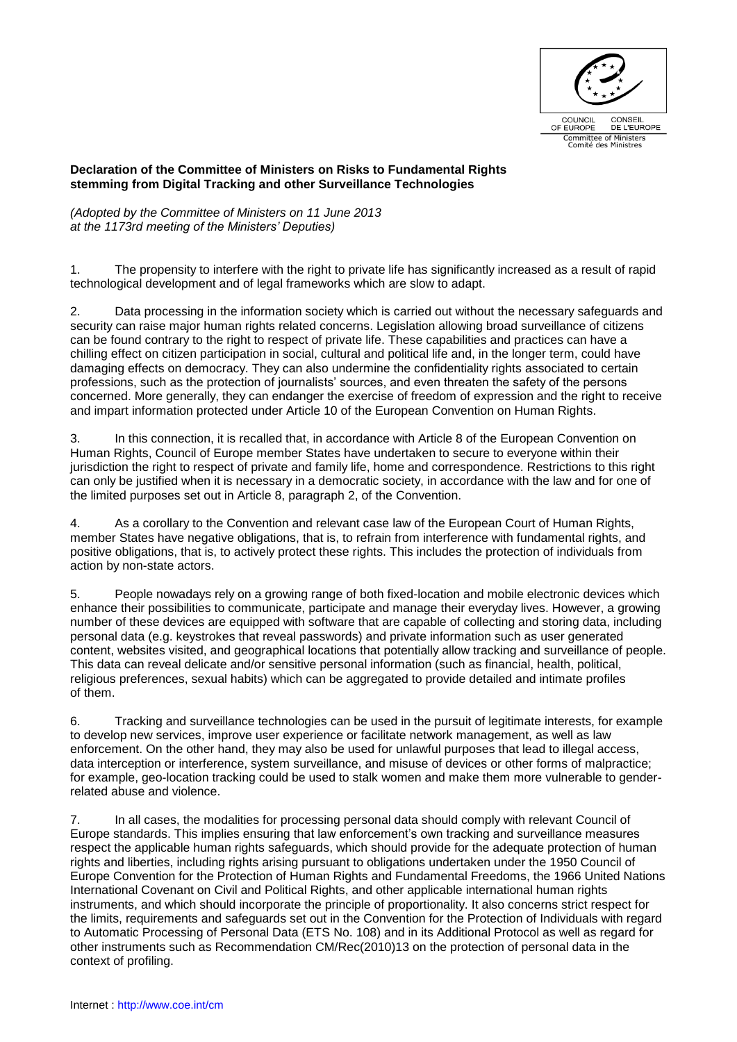COUNCIL OF EUROPE CONSEIL DE L'EUROPE

Committee of Ministers
Comité des Ministres

**Declaration of the Committee of Ministers on Risks to Fundamental Rights stemming from Digital Tracking and other Surveillance Technologies**

*(Adopted by the Committee of Ministers on 11 June 2013 at the 1173rd meeting of the Ministers' Deputies)*

1. The propensity to interfere with the right to private life has significantly increased as a result of rapid technological development and of legal frameworks which are slow to adapt.

2. Data processing in the information society which is carried out without the necessary safeguards and security can raise major human rights related concerns. Legislation allowing broad surveillance of citizens can be found contrary to the right to respect of private life. These capabilities and practices can have a chilling effect on citizen participation in social, cultural and political life and, in the longer term, could have damaging effects on democracy. They can also undermine the confidentiality rights associated to certain professions, such as the protection of journalists' sources, and even threaten the safety of the persons concerned. More generally, they can endanger the exercise of freedom of expression and the right to receive and impart information protected under Article 10 of the European Convention on Human Rights.

3. In this connection, it is recalled that, in accordance with Article 8 of the European Convention on Human Rights, Council of Europe member States have undertaken to secure to everyone within their jurisdiction the right to respect of private and family life, home and correspondence. Restrictions to this right can only be justified when it is necessary in a democratic society, in accordance with the law and for one of the limited purposes set out in Article 8, paragraph 2, of the Convention.

4. As a corollary to the Convention and relevant case law of the European Court of Human Rights, member States have negative obligations, that is, to refrain from interference with fundamental rights, and positive obligations, that is, to actively protect these rights. This includes the protection of individuals from action by non-state actors.

5. People nowadays rely on a growing range of both fixed-location and mobile electronic devices which enhance their possibilities to communicate, participate and manage their everyday lives. However, a growing number of these devices are equipped with software that are capable of collecting and storing data, including personal data (e.g. keystrokes that reveal passwords) and private information such as user generated content, websites visited, and geographical locations that potentially allow tracking and surveillance of people. This data can reveal delicate and/or sensitive personal information (such as financial, health, political, religious preferences, sexual habits) which can be aggregated to provide detailed and intimate profiles of them.

6. Tracking and surveillance technologies can be used in the pursuit of legitimate interests, for example to develop new services, improve user experience or facilitate network management, as well as law enforcement. On the other hand, they may also be used for unlawful purposes that lead to illegal access, data interception or interference, system surveillance, and misuse of devices or other forms of malpractice; for example, geo-location tracking could be used to stalk women and make them more vulnerable to gender-related abuse and violence.

7. In all cases, the modalities for processing personal data should comply with relevant Council of Europe standards. This implies ensuring that law enforcement's own tracking and surveillance measures respect the applicable human rights safeguards, which should provide for the adequate protection of human rights and liberties, including rights arising pursuant to obligations undertaken under the 1950 Council of Europe Convention for the Protection of Human Rights and Fundamental Freedoms, the 1966 United Nations International Covenant on Civil and Political Rights, and other applicable international human rights instruments, and which should incorporate the principle of proportionality. It also concerns strict respect for the limits, requirements and safeguards set out in the Convention for the Protection of Individuals with regard to Automatic Processing of Personal Data (ETS No. 108) and in its Additional Protocol as well as regard for other instruments such as Recommendation CM/Rec(2010)13 on the protection of personal data in the context of profiling.

Internet : http://www.coe.int/cm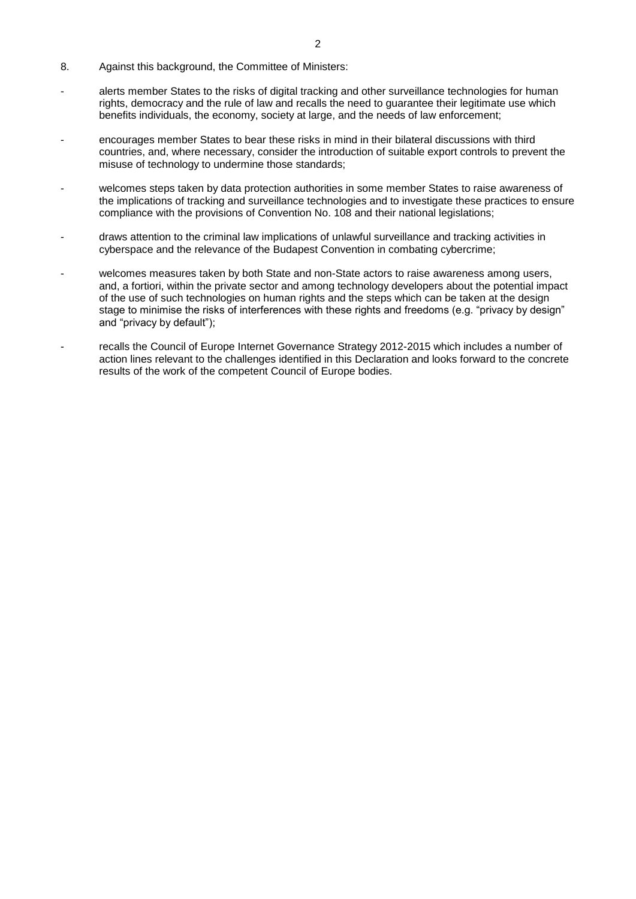8. Against this background, the Committee of Ministers:

- alerts member States to the risks of digital tracking and other surveillance technologies for human rights, democracy and the rule of law and recalls the need to guarantee their legitimate use which benefits individuals, the economy, society at large, and the needs of law enforcement;

- encourages member States to bear these risks in mind in their bilateral discussions with third countries, and, where necessary, consider the introduction of suitable export controls to prevent the misuse of technology to undermine those standards;

- welcomes steps taken by data protection authorities in some member States to raise awareness of the implications of tracking and surveillance technologies and to investigate these practices to ensure compliance with the provisions of Convention No. 108 and their national legislations;

- draws attention to the criminal law implications of unlawful surveillance and tracking activities in cyberspace and the relevance of the Budapest Convention in combating cybercrime;

- welcomes measures taken by both State and non-State actors to raise awareness among users, and, a fortiori, within the private sector and among technology developers about the potential impact of the use of such technologies on human rights and the steps which can be taken at the design stage to minimise the risks of interferences with these rights and freedoms (e.g. "privacy by design" and "privacy by default");

- recalls the Council of Europe Internet Governance Strategy 2012-2015 which includes a number of action lines relevant to the challenges identified in this Declaration and looks forward to the concrete results of the work of the competent Council of Europe bodies.